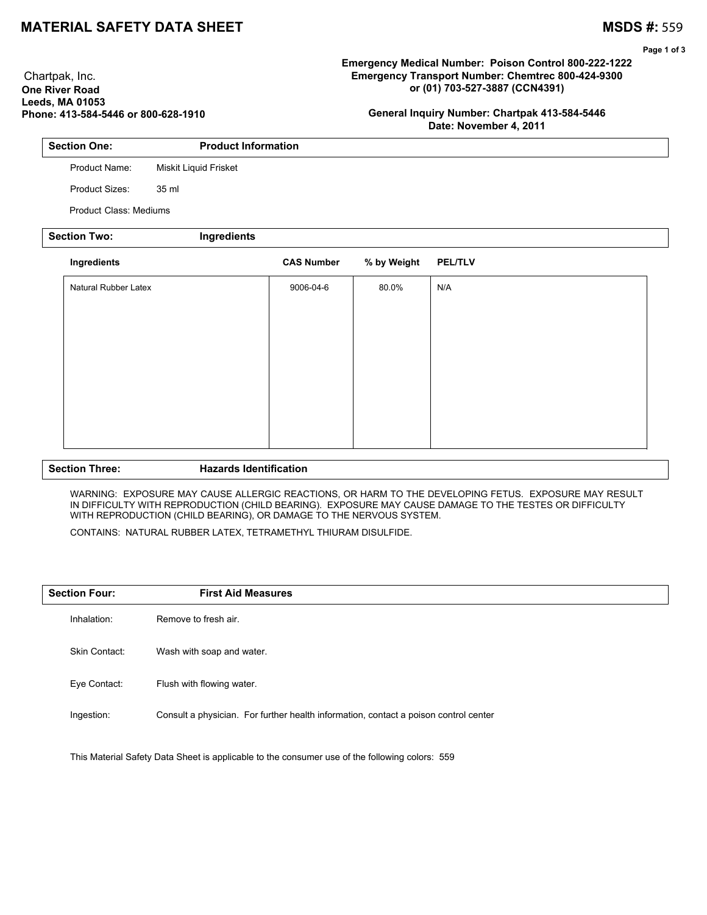# MATERIAL SAFETY DATA SHEET

**MSDS #:** 559

Chartpak, Inc.
**One River Road**
**Leeds, MA 01053**
**Phone: 413-584-5446 or 800-628-1910**

**Emergency Medical Number: Poison Control 800-222-1222**
**Emergency Transport Number: Chemtrec 800-424-9300**
**or (01) 703-527-3887 (CCN4391)**

**General Inquiry Number: Chartpak 413-584-5446**
**Date: November 4, 2011**

## Section One: Product Information

Product Name: Miskit Liquid Frisket

Product Sizes: 35 ml

Product Class: Mediums

## Section Two: Ingredients

| Ingredients | CAS Number | % by Weight | PEL/TLV |
|---|---|---|---|
| Natural Rubber Latex | 9006-04-6 | 80.0% | N/A |

## Section Three: Hazards Identification

WARNING: EXPOSURE MAY CAUSE ALLERGIC REACTIONS, OR HARM TO THE DEVELOPING FETUS. EXPOSURE MAY RESULT IN DIFFICULTY WITH REPRODUCTION (CHILD BEARING). EXPOSURE MAY CAUSE DAMAGE TO THE TESTES OR DIFFICULTY WITH REPRODUCTION (CHILD BEARING), OR DAMAGE TO THE NERVOUS SYSTEM.

CONTAINS: NATURAL RUBBER LATEX, TETRAMETHYL THIURAM DISULFIDE.

## Section Four: First Aid Measures

Inhalation: Remove to fresh air.

Skin Contact: Wash with soap and water.

Eye Contact: Flush with flowing water.

Ingestion: Consult a physician. For further health information, contact a poison control center

This Material Safety Data Sheet is applicable to the consumer use of the following colors: 559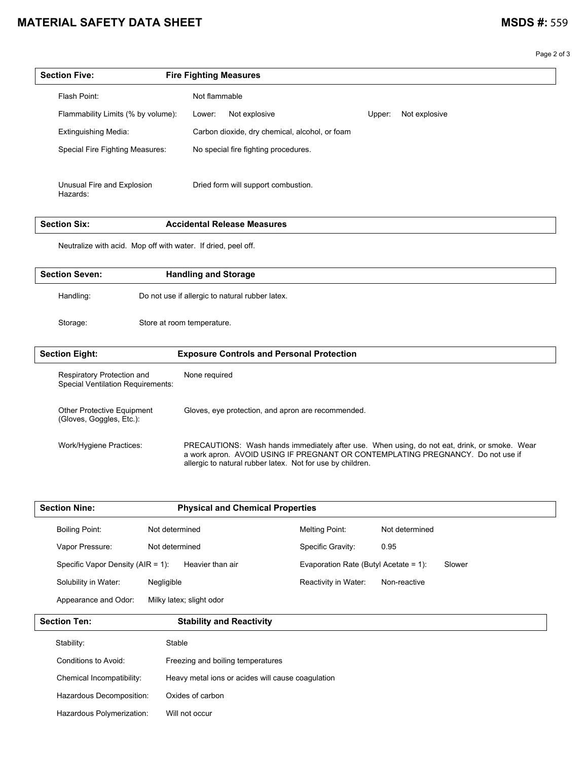# MATERIAL SAFETY DATA SHEET

**MSDS #:** 559

## Section Five: Fire Fighting Measures

| | |
|---|---|
| Flash Point: | Not flammable |
| Flammability Limits (% by volume): | Lower: Not explosive / Upper: Not explosive |
| Extinguishing Media: | Carbon dioxide, dry chemical, alcohol, or foam |
| Special Fire Fighting Measures: | No special fire fighting procedures. |
| Unusual Fire and Explosion Hazards: | Dried form will support combustion. |

## Section Six: Accidental Release Measures

Neutralize with acid. Mop off with water. If dried, peel off.

## Section Seven: Handling and Storage

| | |
|---|---|
| Handling: | Do not use if allergic to natural rubber latex. |
| Storage: | Store at room temperature. |

## Section Eight: Exposure Controls and Personal Protection

| | |
|---|---|
| Respiratory Protection and Special Ventilation Requirements: | None required |
| Other Protective Equipment (Gloves, Goggles, Etc.): | Gloves, eye protection, and apron are recommended. |
| Work/Hygiene Practices: | PRECAUTIONS: Wash hands immediately after use. When using, do not eat, drink, or smoke. Wear a work apron. AVOID USING IF PREGNANT OR CONTEMPLATING PREGNANCY. Do not use if allergic to natural rubber latex. Not for use by children. |

## Section Nine: Physical and Chemical Properties

| | | | |
|---|---|---|---|
| Boiling Point: | Not determined | Melting Point: | Not determined |
| Vapor Pressure: | Not determined | Specific Gravity: | 0.95 |
| Specific Vapor Density (AIR = 1): | Heavier than air | Evaporation Rate (Butyl Acetate = 1): | Slower |
| Solubility in Water: | Negligible | Reactivity in Water: | Non-reactive |
| Appearance and Odor: | Milky latex; slight odor | | |

## Section Ten: Stability and Reactivity

| | |
|---|---|
| Stability: | Stable |
| Conditions to Avoid: | Freezing and boiling temperatures |
| Chemical Incompatibility: | Heavy metal ions or acides will cause coagulation |
| Hazardous Decomposition: | Oxides of carbon |
| Hazardous Polymerization: | Will not occur |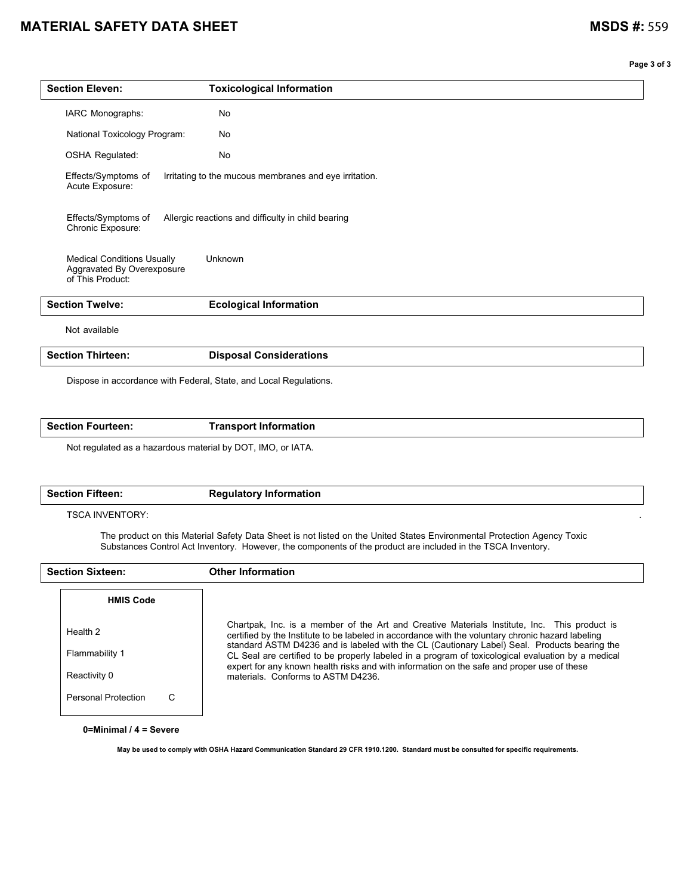# MATERIAL SAFETY DATA SHEET

**MSDS #:** 559

## Section Eleven: Toxicological Information

IARC Monographs: No

National Toxicology Program: No

OSHA Regulated: No

Effects/Symptoms of Acute Exposure: Irritating to the mucous membranes and eye irritation.

Effects/Symptoms of Chronic Exposure: Allergic reactions and difficulty in child bearing

Medical Conditions Usually Aggravated By Overexposure of This Product: Unknown

## Section Twelve: Ecological Information

Not available

## Section Thirteen: Disposal Considerations

Dispose in accordance with Federal, State, and Local Regulations.

## Section Fourteen: Transport Information

Not regulated as a hazardous material by DOT, IMO, or IATA.

## Section Fifteen: Regulatory Information

TSCA INVENTORY:

The product on this Material Safety Data Sheet is not listed on the United States Environmental Protection Agency Toxic Substances Control Act Inventory. However, the components of the product are included in the TSCA Inventory.

## Section Sixteen: Other Information

| HMIS Code | |
|---|---|
| Health | 2 |
| Flammability | 1 |
| Reactivity | 0 |
| Personal Protection | C |

**0=Minimal / 4 = Severe**

Chartpak, Inc. is a member of the Art and Creative Materials Institute, Inc. This product is certified by the Institute to be labeled in accordance with the voluntary chronic hazard labeling standard ASTM D4236 and is labeled with the CL (Cautionary Label) Seal. Products bearing the CL Seal are certified to be properly labeled in a program of toxicological evaluation by a medical expert for any known health risks and with information on the safe and proper use of these materials. Conforms to ASTM D4236.

**May be used to comply with OSHA Hazard Communication Standard 29 CFR 1910.1200. Standard must be consulted for specific requirements.**